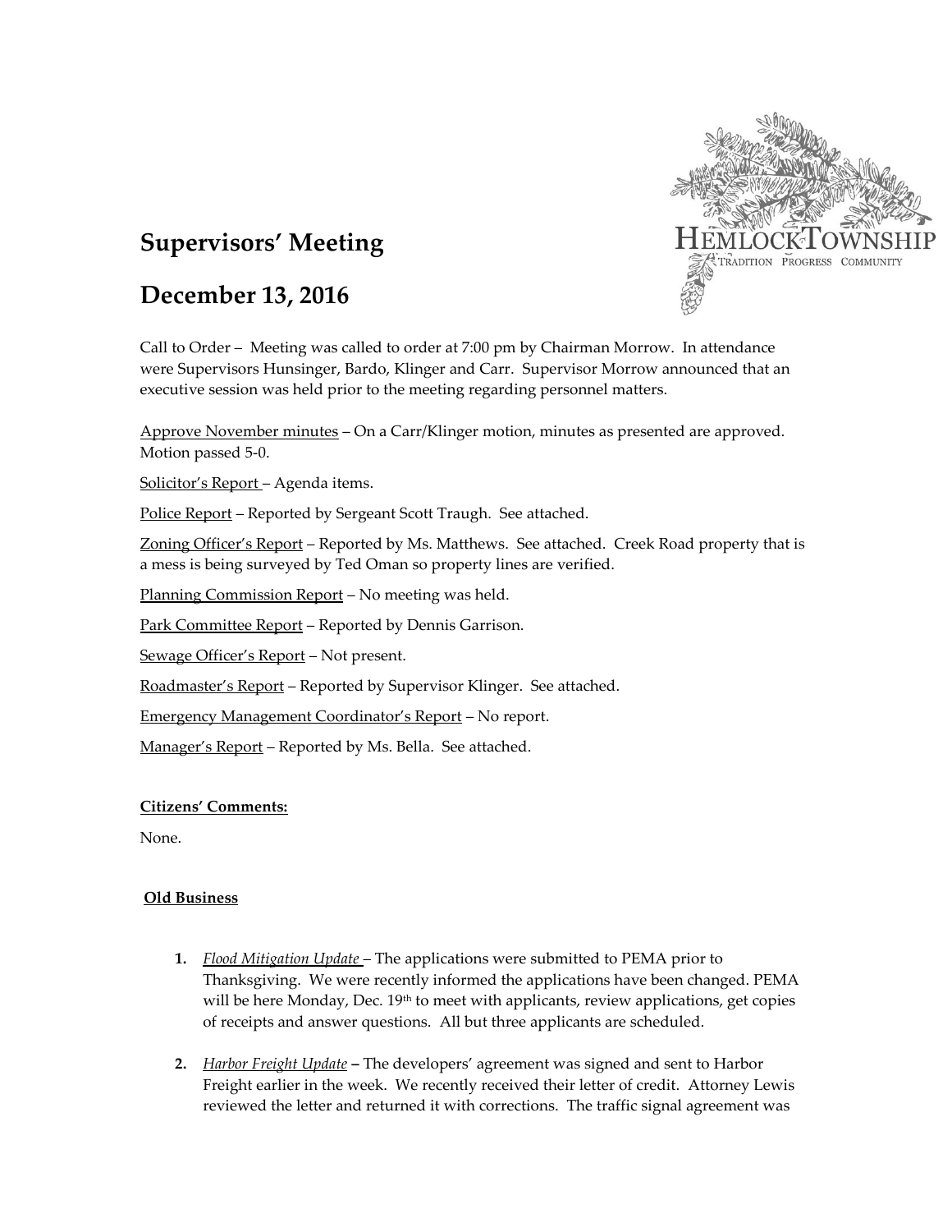# Supervisors' Meeting

## December 13, 2016

Call to Order – Meeting was called to order at 7:00 pm by Chairman Morrow. In attendance were Supervisors Hunsinger, Bardo, Klinger and Carr. Supervisor Morrow announced that an executive session was held prior to the meeting regarding personnel matters.

Approve November minutes – On a Carr/Klinger motion, minutes as presented are approved. Motion passed 5-0.

Solicitor's Report – Agenda items.

Police Report – Reported by Sergeant Scott Traugh. See attached.

Zoning Officer's Report – Reported by Ms. Matthews. See attached. Creek Road property that is a mess is being surveyed by Ted Oman so property lines are verified.

Planning Commission Report – No meeting was held.

Park Committee Report – Reported by Dennis Garrison.

Sewage Officer's Report – Not present.

Roadmaster's Report – Reported by Supervisor Klinger. See attached.

Emergency Management Coordinator's Report – No report.

Manager's Report – Reported by Ms. Bella. See attached.

**Citizens' Comments:**

None.

**Old Business**

1. *Flood Mitigation Update* – The applications were submitted to PEMA prior to Thanksgiving. We were recently informed the applications have been changed. PEMA will be here Monday, Dec. 19th to meet with applicants, review applications, get copies of receipts and answer questions. All but three applicants are scheduled.

2. *Harbor Freight Update* – The developers' agreement was signed and sent to Harbor Freight earlier in the week. We recently received their letter of credit. Attorney Lewis reviewed the letter and returned it with corrections. The traffic signal agreement was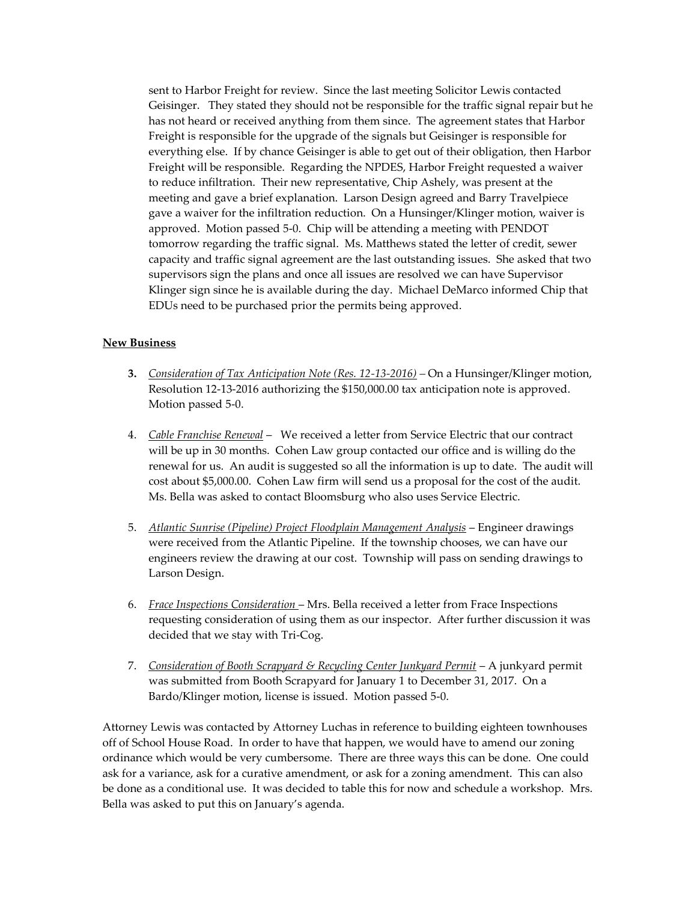sent to Harbor Freight for review. Since the last meeting Solicitor Lewis contacted Geisinger. They stated they should not be responsible for the traffic signal repair but he has not heard or received anything from them since. The agreement states that Harbor Freight is responsible for the upgrade of the signals but Geisinger is responsible for everything else. If by chance Geisinger is able to get out of their obligation, then Harbor Freight will be responsible. Regarding the NPDES, Harbor Freight requested a waiver to reduce infiltration. Their new representative, Chip Ashely, was present at the meeting and gave a brief explanation. Larson Design agreed and Barry Travelpiece gave a waiver for the infiltration reduction. On a Hunsinger/Klinger motion, waiver is approved. Motion passed 5-0. Chip will be attending a meeting with PENDOT tomorrow regarding the traffic signal. Ms. Matthews stated the letter of credit, sewer capacity and traffic signal agreement are the last outstanding issues. She asked that two supervisors sign the plans and once all issues are resolved we can have Supervisor Klinger sign since he is available during the day. Michael DeMarco informed Chip that EDUs need to be purchased prior the permits being approved.

**New Business**

3. *Consideration of Tax Anticipation Note (Res. 12-13-2016)* – On a Hunsinger/Klinger motion, Resolution 12-13-2016 authorizing the $150,000.00 tax anticipation note is approved. Motion passed 5-0.

4. *Cable Franchise Renewal* – We received a letter from Service Electric that our contract will be up in 30 months. Cohen Law group contacted our office and is willing do the renewal for us. An audit is suggested so all the information is up to date. The audit will cost about $5,000.00. Cohen Law firm will send us a proposal for the cost of the audit. Ms. Bella was asked to contact Bloomsburg who also uses Service Electric.

5. *Atlantic Sunrise (Pipeline) Project Floodplain Management Analysis* – Engineer drawings were received from the Atlantic Pipeline. If the township chooses, we can have our engineers review the drawing at our cost. Township will pass on sending drawings to Larson Design.

6. *Frace Inspections Consideration* – Mrs. Bella received a letter from Frace Inspections requesting consideration of using them as our inspector. After further discussion it was decided that we stay with Tri-Cog.

7. *Consideration of Booth Scrapyard & Recycling Center Junkyard Permit* – A junkyard permit was submitted from Booth Scrapyard for January 1 to December 31, 2017. On a Bardo/Klinger motion, license is issued. Motion passed 5-0.

Attorney Lewis was contacted by Attorney Luchas in reference to building eighteen townhouses off of School House Road. In order to have that happen, we would have to amend our zoning ordinance which would be very cumbersome. There are three ways this can be done. One could ask for a variance, ask for a curative amendment, or ask for a zoning amendment. This can also be done as a conditional use. It was decided to table this for now and schedule a workshop. Mrs. Bella was asked to put this on January's agenda.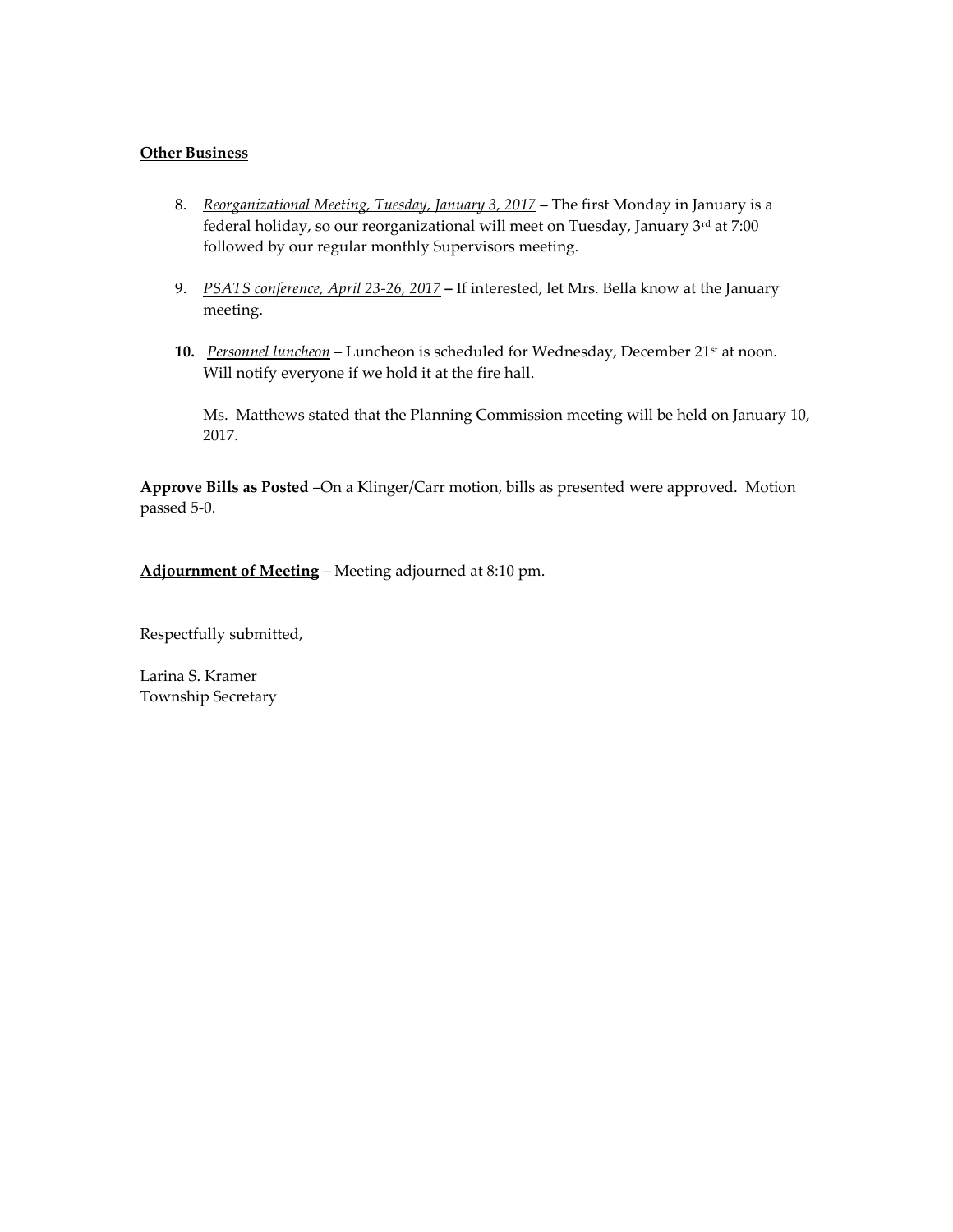**Other Business**

8. *Reorganizational Meeting, Tuesday, January 3, 2017* – The first Monday in January is a federal holiday, so our reorganizational will meet on Tuesday, January 3rd at 7:00 followed by our regular monthly Supervisors meeting.

9. *PSATS conference, April 23-26, 2017* – If interested, let Mrs. Bella know at the January meeting.

10. *Personnel luncheon* – Luncheon is scheduled for Wednesday, December 21st at noon. Will notify everyone if we hold it at the fire hall.

    Ms. Matthews stated that the Planning Commission meeting will be held on January 10, 2017.

**Approve Bills as Posted** –On a Klinger/Carr motion, bills as presented were approved. Motion passed 5-0.

**Adjournment of Meeting** – Meeting adjourned at 8:10 pm.

Respectfully submitted,

Larina S. Kramer
Township Secretary